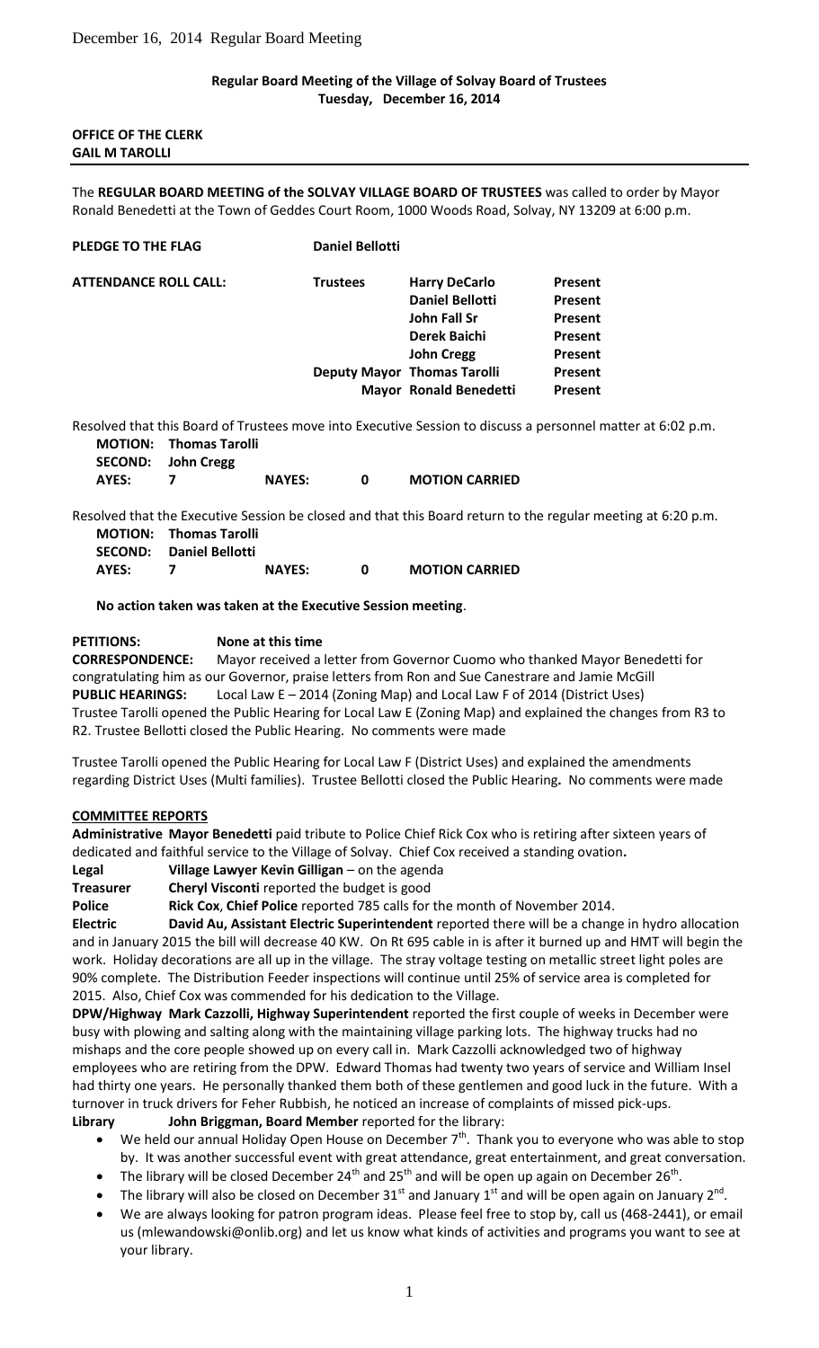December 16, 2014 Regular Board Meeting

**Regular Board Meeting of the Village of Solvay Board of Trustees**
**Tuesday, December 16, 2014**

**OFFICE OF THE CLERK**
**GAIL M TAROLLI**

The **REGULAR BOARD MEETING of the SOLVAY VILLAGE BOARD OF TRUSTEES** was called to order by Mayor Ronald Benedetti at the Town of Geddes Court Room, 1000 Woods Road, Solvay, NY 13209 at 6:00 p.m.

**PLEDGE TO THE FLAG** **Daniel Bellotti**

| **ATTENDANCE ROLL CALL:** | **Trustees** | **Harry DeCarlo** | **Present** |
|---|---|---|---|
| | | **Daniel Bellotti** | **Present** |
| | | **John Fall Sr** | **Present** |
| | | **Derek Baichi** | **Present** |
| | | **John Cregg** | **Present** |
| | **Deputy Mayor** | **Thomas Tarolli** | **Present** |
| | **Mayor** | **Ronald Benedetti** | **Present** |

Resolved that this Board of Trustees move into Executive Session to discuss a personnel matter at 6:02 p.m.

**MOTION: Thomas Tarolli**
**SECOND: John Cregg**
**AYES: 7 NAYES: 0 MOTION CARRIED**

Resolved that the Executive Session be closed and that this Board return to the regular meeting at 6:20 p.m.

**MOTION: Thomas Tarolli**
**SECOND: Daniel Bellotti**
**AYES: 7 NAYES: 0 MOTION CARRIED**

**No action taken was taken at the Executive Session meeting**.

**PETITIONS: None at this time**

**CORRESPONDENCE:** Mayor received a letter from Governor Cuomo who thanked Mayor Benedetti for congratulating him as our Governor, praise letters from Ron and Sue Canestrare and Jamie McGill

**PUBLIC HEARINGS:** Local Law E – 2014 (Zoning Map) and Local Law F of 2014 (District Uses)

Trustee Tarolli opened the Public Hearing for Local Law E (Zoning Map) and explained the changes from R3 to R2. Trustee Bellotti closed the Public Hearing. No comments were made

Trustee Tarolli opened the Public Hearing for Local Law F (District Uses) and explained the amendments regarding District Uses (Multi families). Trustee Bellotti closed the Public Hearing**.** No comments were made

**COMMITTEE REPORTS**

**Administrative Mayor Benedetti** paid tribute to Police Chief Rick Cox who is retiring after sixteen years of dedicated and faithful service to the Village of Solvay. Chief Cox received a standing ovation**.**

**Legal** **Village Lawyer Kevin Gilligan** – on the agenda

**Treasurer** **Cheryl Visconti** reported the budget is good

**Police** **Rick Cox**, **Chief Police** reported 785 calls for the month of November 2014.

**Electric** **David Au, Assistant Electric Superintendent** reported there will be a change in hydro allocation and in January 2015 the bill will decrease 40 KW. On Rt 695 cable in is after it burned up and HMT will begin the work. Holiday decorations are all up in the village. The stray voltage testing on metallic street light poles are 90% complete. The Distribution Feeder inspections will continue until 25% of service area is completed for 2015. Also, Chief Cox was commended for his dedication to the Village.

**DPW/Highway Mark Cazzolli, Highway Superintendent** reported the first couple of weeks in December were busy with plowing and salting along with the maintaining village parking lots. The highway trucks had no mishaps and the core people showed up on every call in. Mark Cazzolli acknowledged two of highway employees who are retiring from the DPW. Edward Thomas had twenty two years of service and William Insel had thirty one years. He personally thanked them both of these gentlemen and good luck in the future. With a turnover in truck drivers for Feher Rubbish, he noticed an increase of complaints of missed pick-ups.

**Library** **John Briggman, Board Member** reported for the library:

- We held our annual Holiday Open House on December 7th. Thank you to everyone who was able to stop by. It was another successful event with great attendance, great entertainment, and great conversation.
- The library will be closed December 24th and 25th and will be open up again on December 26th.
- The library will also be closed on December 31st and January 1st and will be open again on January 2nd.
- We are always looking for patron program ideas. Please feel free to stop by, call us (468-2441), or email us (mlewandowski@onlib.org) and let us know what kinds of activities and programs you want to see at your library.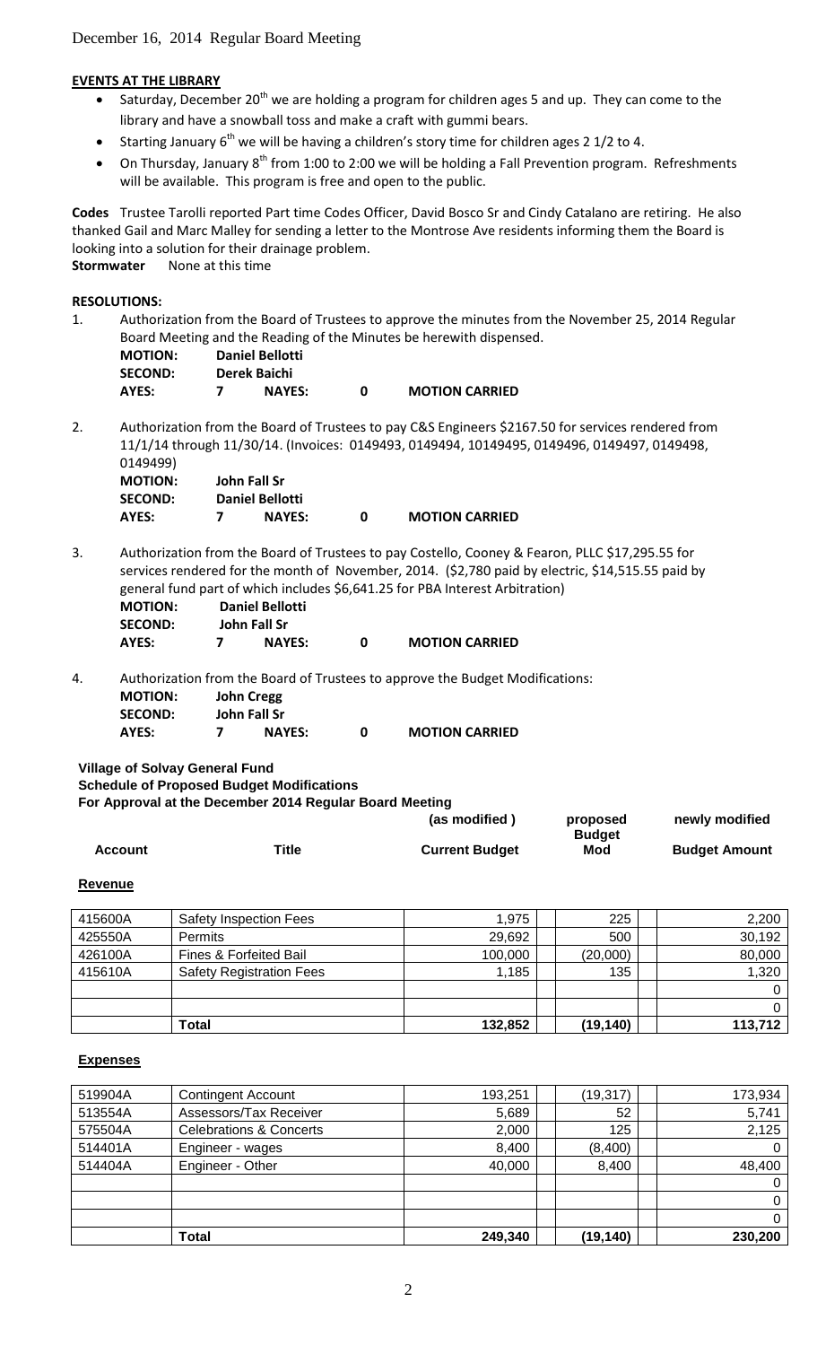December 16, 2014 Regular Board Meeting

**EVENTS AT THE LIBRARY**

- Saturday, December 20th we are holding a program for children ages 5 and up. They can come to the library and have a snowball toss and make a craft with gummi bears.
- Starting January 6th we will be having a children's story time for children ages 2 1/2 to 4.
- On Thursday, January 8th from 1:00 to 2:00 we will be holding a Fall Prevention program. Refreshments will be available. This program is free and open to the public.

**Codes** Trustee Tarolli reported Part time Codes Officer, David Bosco Sr and Cindy Catalano are retiring. He also thanked Gail and Marc Malley for sending a letter to the Montrose Ave residents informing them the Board is looking into a solution for their drainage problem.

**Stormwater** None at this time

**RESOLUTIONS:**

1. Authorization from the Board of Trustees to approve the minutes from the November 25, 2014 Regular Board Meeting and the Reading of the Minutes be herewith dispensed.

   **MOTION:** **Daniel Bellotti**
   **SECOND:** **Derek Baichi**
   **AYES:** **7** **NAYES:** **0** **MOTION CARRIED**

2. Authorization from the Board of Trustees to pay C&S Engineers $2167.50 for services rendered from 11/1/14 through 11/30/14. (Invoices: 0149493, 0149494, 10149495, 0149496, 0149497, 0149498, 0149499)

   **MOTION:** **John Fall Sr**
   **SECOND:** **Daniel Bellotti**
   **AYES:** **7** **NAYES:** **0** **MOTION CARRIED**

3. Authorization from the Board of Trustees to pay Costello, Cooney & Fearon, PLLC $17,295.55 for services rendered for the month of November, 2014. ($2,780 paid by electric, $14,515.55 paid by general fund part of which includes $6,641.25 for PBA Interest Arbitration)

   **MOTION:** **Daniel Bellotti**
   **SECOND:** **John Fall Sr**
   **AYES:** **7** **NAYES:** **0** **MOTION CARRIED**

4. Authorization from the Board of Trustees to approve the Budget Modifications:

   **MOTION:** **John Cregg**
   **SECOND:** **John Fall Sr**
   **AYES:** **7** **NAYES:** **0** **MOTION CARRIED**

**Village of Solvay General Fund**
**Schedule of Proposed Budget Modifications**
**For Approval at the December 2014 Regular Board Meeting**

**Revenue**

| Account | Title | (as modified) Current Budget | proposed Budget Mod | newly modified Budget Amount |
|---|---|---|---|---|
| 415600A | Safety Inspection Fees | 1,975 | 225 | 2,200 |
| 425550A | Permits | 29,692 | 500 | 30,192 |
| 426100A | Fines & Forfeited Bail | 100,000 | (20,000) | 80,000 |
| 415610A | Safety Registration Fees | 1,185 | 135 | 1,320 |
| | | | | 0 |
| | | | | 0 |
| | **Total** | **132,852** | **(19,140)** | **113,712** |

**Expenses**

| Account | Title | (as modified) Current Budget | proposed Budget Mod | newly modified Budget Amount |
|---|---|---|---|---|
| 519904A | Contingent Account | 193,251 | (19,317) | 173,934 |
| 513554A | Assessors/Tax Receiver | 5,689 | 52 | 5,741 |
| 575504A | Celebrations & Concerts | 2,000 | 125 | 2,125 |
| 514401A | Engineer - wages | 8,400 | (8,400) | 0 |
| 514404A | Engineer - Other | 40,000 | 8,400 | 48,400 |
| | | | | 0 |
| | | | | 0 |
| | | | | 0 |
| | **Total** | **249,340** | **(19,140)** | **230,200** |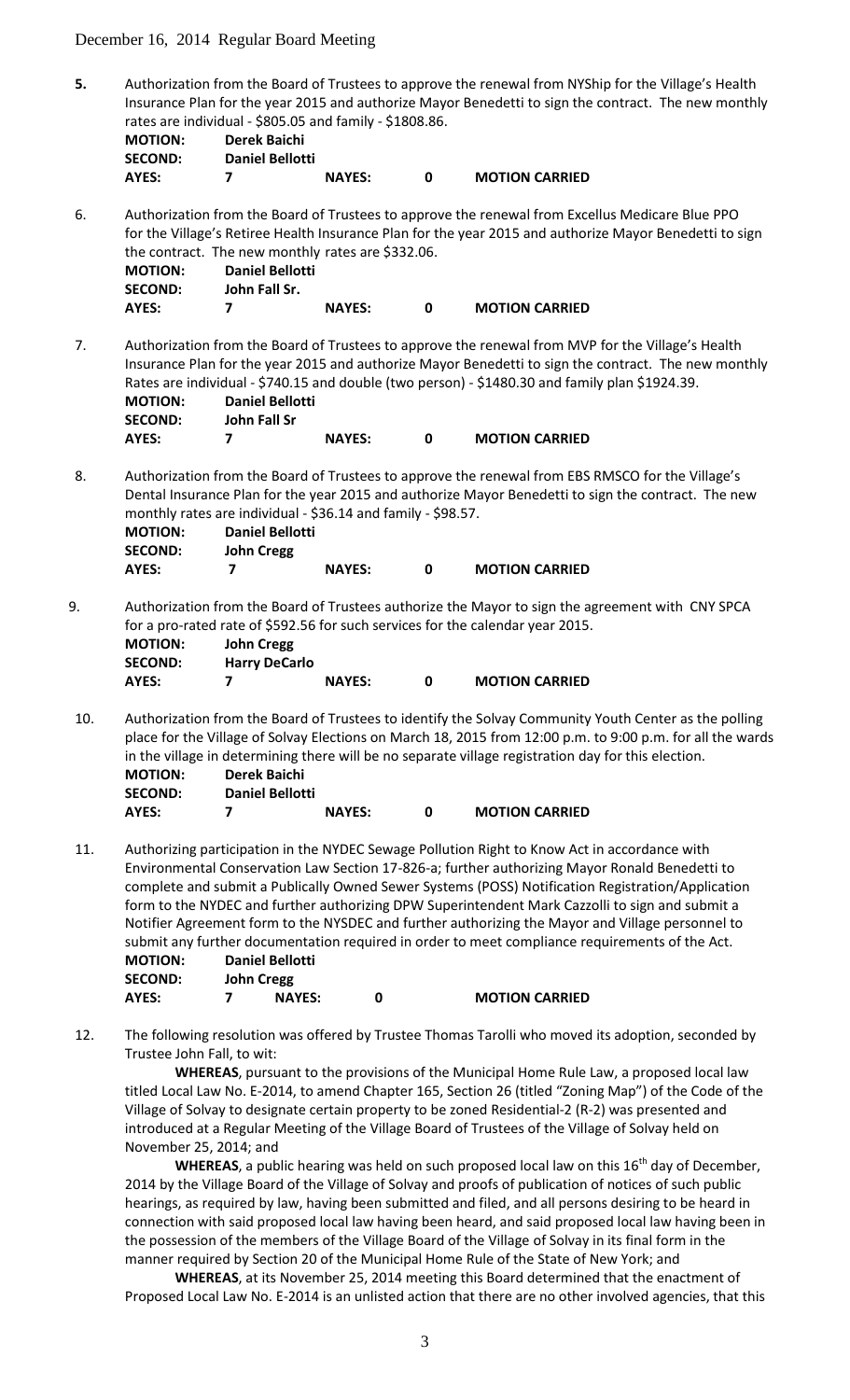December 16, 2014 Regular Board Meeting

**5.** Authorization from the Board of Trustees to approve the renewal from NYShip for the Village's Health Insurance Plan for the year 2015 and authorize Mayor Benedetti to sign the contract. The new monthly rates are individual - $805.05 and family - $1808.86.

| | | | | |
|---|---|---|---|---|
| **MOTION:** | **Derek Baichi** | | | |
| **SECOND:** | **Daniel Bellotti** | | | |
| **AYES:** | **7** | **NAYES:** | **0** | **MOTION CARRIED** |

6. Authorization from the Board of Trustees to approve the renewal from Excellus Medicare Blue PPO for the Village's Retiree Health Insurance Plan for the year 2015 and authorize Mayor Benedetti to sign the contract. The new monthly rates are $332.06.

| | | | | |
|---|---|---|---|---|
| **MOTION:** | **Daniel Bellotti** | | | |
| **SECOND:** | **John Fall Sr.** | | | |
| **AYES:** | **7** | **NAYES:** | **0** | **MOTION CARRIED** |

7. Authorization from the Board of Trustees to approve the renewal from MVP for the Village's Health Insurance Plan for the year 2015 and authorize Mayor Benedetti to sign the contract. The new monthly Rates are individual - $740.15 and double (two person) - $1480.30 and family plan $1924.39.

| | | | | |
|---|---|---|---|---|
| **MOTION:** | **Daniel Bellotti** | | | |
| **SECOND:** | **John Fall Sr** | | | |
| **AYES:** | **7** | **NAYES:** | **0** | **MOTION CARRIED** |

8. Authorization from the Board of Trustees to approve the renewal from EBS RMSCO for the Village's Dental Insurance Plan for the year 2015 and authorize Mayor Benedetti to sign the contract. The new monthly rates are individual - $36.14 and family - $98.57.

| | | | | |
|---|---|---|---|---|
| **MOTION:** | **Daniel Bellotti** | | | |
| **SECOND:** | **John Cregg** | | | |
| **AYES:** | **7** | **NAYES:** | **0** | **MOTION CARRIED** |

9. Authorization from the Board of Trustees authorize the Mayor to sign the agreement with CNY SPCA for a pro-rated rate of $592.56 for such services for the calendar year 2015.

| | | | | |
|---|---|---|---|---|
| **MOTION:** | **John Cregg** | | | |
| **SECOND:** | **Harry DeCarlo** | | | |
| **AYES:** | **7** | **NAYES:** | **0** | **MOTION CARRIED** |

10. Authorization from the Board of Trustees to identify the Solvay Community Youth Center as the polling place for the Village of Solvay Elections on March 18, 2015 from 12:00 p.m. to 9:00 p.m. for all the wards in the village in determining there will be no separate village registration day for this election.

| | | | | |
|---|---|---|---|---|
| **MOTION:** | **Derek Baichi** | | | |
| **SECOND:** | **Daniel Bellotti** | | | |
| **AYES:** | **7** | **NAYES:** | **0** | **MOTION CARRIED** |

11. Authorizing participation in the NYDEC Sewage Pollution Right to Know Act in accordance with Environmental Conservation Law Section 17-826-a; further authorizing Mayor Ronald Benedetti to complete and submit a Publically Owned Sewer Systems (POSS) Notification Registration/Application form to the NYDEC and further authorizing DPW Superintendent Mark Cazzolli to sign and submit a Notifier Agreement form to the NYSDEC and further authorizing the Mayor and Village personnel to submit any further documentation required in order to meet compliance requirements of the Act.

| | | | | |
|---|---|---|---|---|
| **MOTION:** | **Daniel Bellotti** | | | |
| **SECOND:** | **John Cregg** | | | |
| **AYES:** | **7** | **NAYES:** | **0** | **MOTION CARRIED** |

12. The following resolution was offered by Trustee Thomas Tarolli who moved its adoption, seconded by Trustee John Fall, to wit:

**WHEREAS**, pursuant to the provisions of the Municipal Home Rule Law, a proposed local law titled Local Law No. E-2014, to amend Chapter 165, Section 26 (titled "Zoning Map") of the Code of the Village of Solvay to designate certain property to be zoned Residential-2 (R-2) was presented and introduced at a Regular Meeting of the Village Board of Trustees of the Village of Solvay held on November 25, 2014; and

**WHEREAS**, a public hearing was held on such proposed local law on this 16th day of December, 2014 by the Village Board of the Village of Solvay and proofs of publication of notices of such public hearings, as required by law, having been submitted and filed, and all persons desiring to be heard in connection with said proposed local law having been heard, and said proposed local law having been in the possession of the members of the Village Board of the Village of Solvay in its final form in the manner required by Section 20 of the Municipal Home Rule of the State of New York; and

**WHEREAS**, at its November 25, 2014 meeting this Board determined that the enactment of Proposed Local Law No. E-2014 is an unlisted action that there are no other involved agencies, that this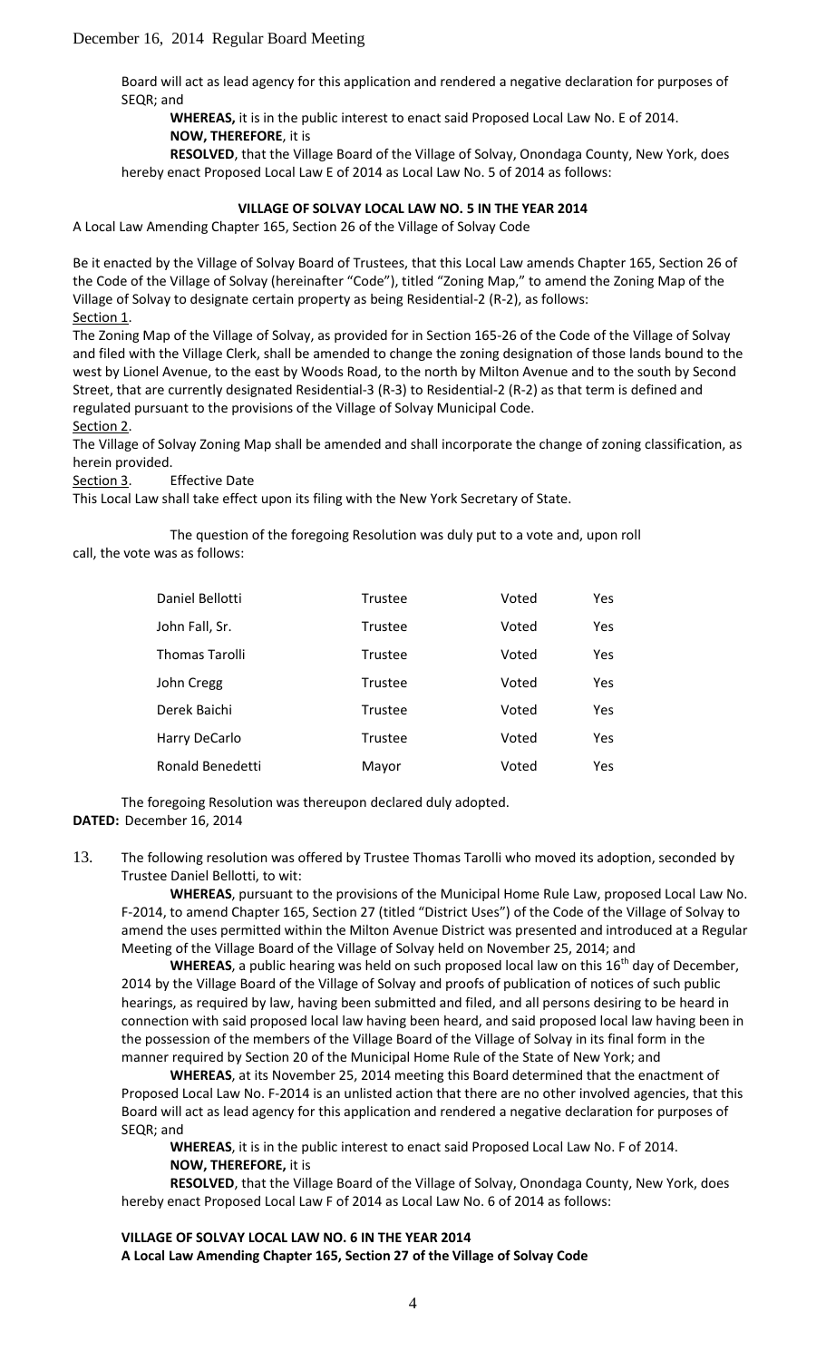Board will act as lead agency for this application and rendered a negative declaration for purposes of SEQR; and

**WHEREAS,** it is in the public interest to enact said Proposed Local Law No. E of 2014.

**NOW, THEREFORE**, it is

**RESOLVED**, that the Village Board of the Village of Solvay, Onondaga County, New York, does hereby enact Proposed Local Law E of 2014 as Local Law No. 5 of 2014 as follows:

**VILLAGE OF SOLVAY LOCAL LAW NO. 5 IN THE YEAR 2014**

A Local Law Amending Chapter 165, Section 26 of the Village of Solvay Code

Be it enacted by the Village of Solvay Board of Trustees, that this Local Law amends Chapter 165, Section 26 of the Code of the Village of Solvay (hereinafter "Code"), titled "Zoning Map," to amend the Zoning Map of the Village of Solvay to designate certain property as being Residential-2 (R-2), as follows:

Section 1.

The Zoning Map of the Village of Solvay, as provided for in Section 165-26 of the Code of the Village of Solvay and filed with the Village Clerk, shall be amended to change the zoning designation of those lands bound to the west by Lionel Avenue, to the east by Woods Road, to the north by Milton Avenue and to the south by Second Street, that are currently designated Residential-3 (R-3) to Residential-2 (R-2) as that term is defined and regulated pursuant to the provisions of the Village of Solvay Municipal Code.

Section 2.

The Village of Solvay Zoning Map shall be amended and shall incorporate the change of zoning classification, as herein provided.

Section 3. Effective Date

This Local Law shall take effect upon its filing with the New York Secretary of State.

The question of the foregoing Resolution was duly put to a vote and, upon roll call, the vote was as follows:

| | | | |
|---|---|---|---|
| Daniel Bellotti | Trustee | Voted | Yes |
| John Fall, Sr. | Trustee | Voted | Yes |
| Thomas Tarolli | Trustee | Voted | Yes |
| John Cregg | Trustee | Voted | Yes |
| Derek Baichi | Trustee | Voted | Yes |
| Harry DeCarlo | Trustee | Voted | Yes |
| Ronald Benedetti | Mayor | Voted | Yes |

The foregoing Resolution was thereupon declared duly adopted.

**DATED:** December 16, 2014

13. The following resolution was offered by Trustee Thomas Tarolli who moved its adoption, seconded by Trustee Daniel Bellotti, to wit:

**WHEREAS**, pursuant to the provisions of the Municipal Home Rule Law, proposed Local Law No. F-2014, to amend Chapter 165, Section 27 (titled "District Uses") of the Code of the Village of Solvay to amend the uses permitted within the Milton Avenue District was presented and introduced at a Regular Meeting of the Village Board of the Village of Solvay held on November 25, 2014; and

**WHEREAS**, a public hearing was held on such proposed local law on this 16th day of December, 2014 by the Village Board of the Village of Solvay and proofs of publication of notices of such public hearings, as required by law, having been submitted and filed, and all persons desiring to be heard in connection with said proposed local law having been heard, and said proposed local law having been in the possession of the members of the Village Board of the Village of Solvay in its final form in the manner required by Section 20 of the Municipal Home Rule of the State of New York; and

**WHEREAS**, at its November 25, 2014 meeting this Board determined that the enactment of Proposed Local Law No. F-2014 is an unlisted action that there are no other involved agencies, that this Board will act as lead agency for this application and rendered a negative declaration for purposes of SEQR; and

**WHEREAS**, it is in the public interest to enact said Proposed Local Law No. F of 2014.

**NOW, THEREFORE,** it is

**RESOLVED**, that the Village Board of the Village of Solvay, Onondaga County, New York, does hereby enact Proposed Local Law F of 2014 as Local Law No. 6 of 2014 as follows:

**VILLAGE OF SOLVAY LOCAL LAW NO. 6 IN THE YEAR 2014**

**A Local Law Amending Chapter 165, Section 27 of the Village of Solvay Code**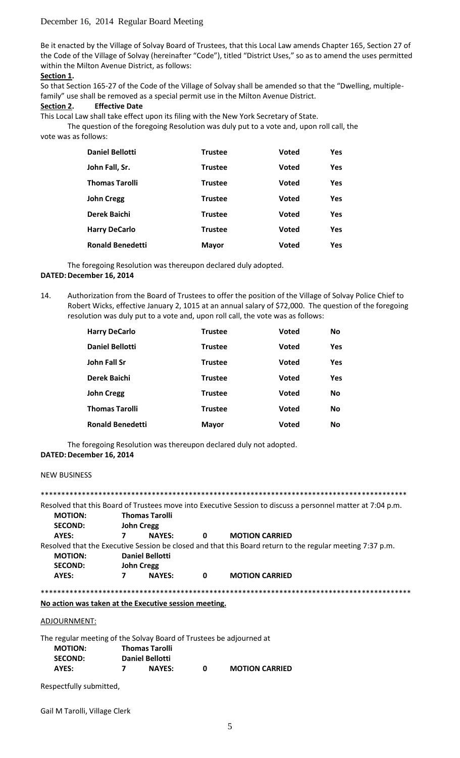December 16, 2014 Regular Board Meeting

Be it enacted by the Village of Solvay Board of Trustees, that this Local Law amends Chapter 165, Section 27 of the Code of the Village of Solvay (hereinafter "Code"), titled "District Uses," so as to amend the uses permitted within the Milton Avenue District, as follows:

**Section 1.**

So that Section 165-27 of the Code of the Village of Solvay shall be amended so that the "Dwelling, multiple-family" use shall be removed as a special permit use in the Milton Avenue District.

**Section 2. Effective Date**

This Local Law shall take effect upon its filing with the New York Secretary of State.

The question of the foregoing Resolution was duly put to a vote and, upon roll call, the vote was as follows:

| | | | |
|---|---|---|---|
| **Daniel Bellotti** | **Trustee** | **Voted** | **Yes** |
| **John Fall, Sr.** | **Trustee** | **Voted** | **Yes** |
| **Thomas Tarolli** | **Trustee** | **Voted** | **Yes** |
| **John Cregg** | **Trustee** | **Voted** | **Yes** |
| **Derek Baichi** | **Trustee** | **Voted** | **Yes** |
| **Harry DeCarlo** | **Trustee** | **Voted** | **Yes** |
| **Ronald Benedetti** | **Mayor** | **Voted** | **Yes** |

The foregoing Resolution was thereupon declared duly adopted.

**DATED: December 16, 2014**

14. Authorization from the Board of Trustees to offer the position of the Village of Solvay Police Chief to Robert Wicks, effective January 2, 1015 at an annual salary of $72,000. The question of the foregoing resolution was duly put to a vote and, upon roll call, the vote was as follows:

| | | | |
|---|---|---|---|
| **Harry DeCarlo** | **Trustee** | **Voted** | **No** |
| **Daniel Bellotti** | **Trustee** | **Voted** | **Yes** |
| **John Fall Sr** | **Trustee** | **Voted** | **Yes** |
| **Derek Baichi** | **Trustee** | **Voted** | **Yes** |
| **John Cregg** | **Trustee** | **Voted** | **No** |
| **Thomas Tarolli** | **Trustee** | **Voted** | **No** |
| **Ronald Benedetti** | **Mayor** | **Voted** | **No** |

The foregoing Resolution was thereupon declared duly not adopted.

**DATED: December 16, 2014**

NEW BUSINESS

*******************************************************************************************

Resolved that this Board of Trustees move into Executive Session to discuss a personnel matter at 7:04 p.m.

**MOTION:** **Thomas Tarolli**
**SECOND:** **John Cregg**
**AYES:** **7** **NAYES:** **0** **MOTION CARRIED**

Resolved that the Executive Session be closed and that this Board return to the regular meeting 7:37 p.m.

**MOTION:** **Daniel Bellotti**
**SECOND:** **John Cregg**
**AYES:** **7** **NAYES:** **0** **MOTION CARRIED**

*******************************************************************************************

**No action was taken at the Executive session meeting.**

ADJOURNMENT:

The regular meeting of the Solvay Board of Trustees be adjourned at

**MOTION:** **Thomas Tarolli**
**SECOND:** **Daniel Bellotti**
**AYES:** **7** **NAYES:** **0** **MOTION CARRIED**

Respectfully submitted,

Gail M Tarolli, Village Clerk